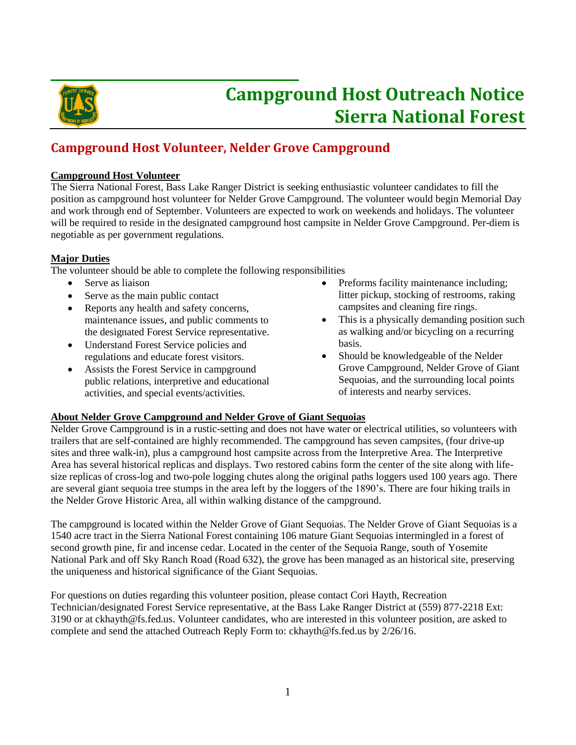# Campground Host Outreach Notice
# Sierra National Forest

## Campground Host Volunteer, Nelder Grove Campground

**Campground Host Volunteer**

The Sierra National Forest, Bass Lake Ranger District is seeking enthusiastic volunteer candidates to fill the position as campground host volunteer for Nelder Grove Campground. The volunteer would begin Memorial Day and work through end of September. Volunteers are expected to work on weekends and holidays. The volunteer will be required to reside in the designated campground host campsite in Nelder Grove Campground. Per-diem is negotiable as per government regulations.

**Major Duties**

The volunteer should be able to complete the following responsibilities

- Serve as liaison
- Serve as the main public contact
- Reports any health and safety concerns, maintenance issues, and public comments to the designated Forest Service representative.
- Understand Forest Service policies and regulations and educate forest visitors.
- Assists the Forest Service in campground public relations, interpretive and educational activities, and special events/activities.
- Preforms facility maintenance including; litter pickup, stocking of restrooms, raking campsites and cleaning fire rings.
- This is a physically demanding position such as walking and/or bicycling on a recurring basis.
- Should be knowledgeable of the Nelder Grove Campground, Nelder Grove of Giant Sequoias, and the surrounding local points of interests and nearby services.

**About Nelder Grove Campground and Nelder Grove of Giant Sequoias**

Nelder Grove Campground is in a rustic-setting and does not have water or electrical utilities, so volunteers with trailers that are self-contained are highly recommended. The campground has seven campsites, (four drive-up sites and three walk-in), plus a campground host campsite across from the Interpretive Area. The Interpretive Area has several historical replicas and displays. Two restored cabins form the center of the site along with life-size replicas of cross-log and two-pole logging chutes along the original paths loggers used 100 years ago. There are several giant sequoia tree stumps in the area left by the loggers of the 1890's. There are four hiking trails in the Nelder Grove Historic Area, all within walking distance of the campground.

The campground is located within the Nelder Grove of Giant Sequoias. The Nelder Grove of Giant Sequoias is a 1540 acre tract in the Sierra National Forest containing 106 mature Giant Sequoias intermingled in a forest of second growth pine, fir and incense cedar. Located in the center of the Sequoia Range, south of Yosemite National Park and off Sky Ranch Road (Road 632), the grove has been managed as an historical site, preserving the uniqueness and historical significance of the Giant Sequoias.

For questions on duties regarding this volunteer position, please contact Cori Hayth, Recreation Technician/designated Forest Service representative, at the Bass Lake Ranger District at (559) 877-2218 Ext: 3190 or at ckhayth@fs.fed.us. Volunteer candidates, who are interested in this volunteer position, are asked to complete and send the attached Outreach Reply Form to: ckhayth@fs.fed.us by 2/26/16.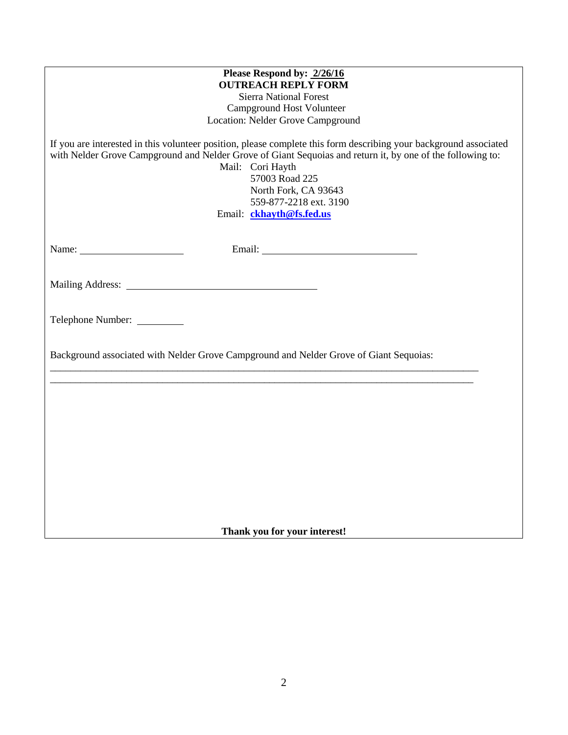**Please Respond by: 2/26/16**

**OUTREACH REPLY FORM**

Sierra National Forest

Campground Host Volunteer

Location: Nelder Grove Campground

If you are interested in this volunteer position, please complete this form describing your background associated with Nelder Grove Campground and Nelder Grove of Giant Sequoias and return it, by one of the following to:

Mail: Cori Hayth
57003 Road 225
North Fork, CA 93643
559-877-2218 ext. 3190

Email: **ckhayth@fs.fed.us**

Name: ____________________ Email: ______________________________

Mailing Address: ____________________________________

Telephone Number: _________

Background associated with Nelder Grove Campground and Nelder Grove of Giant Sequoias:

_______________________________________________________________________________

_______________________________________________________________________________

**Thank you for your interest!**